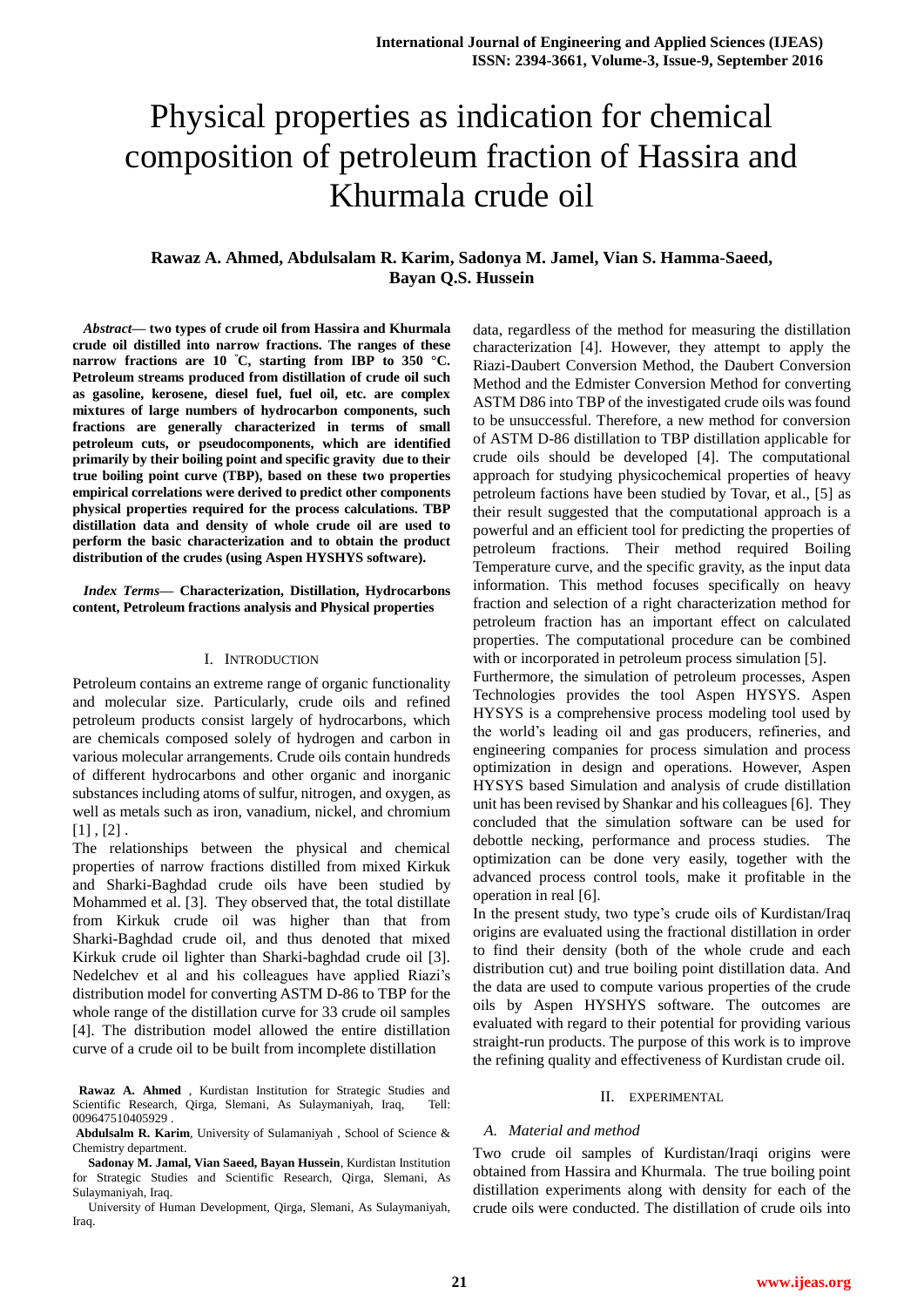# Physical properties as indication for chemical composition of petroleum fraction of Hassira and Khurmala crude oil

**Rawaz A. Ahmed, Abdulsalam R. Karim, Sadonya M. Jamel, Vian S. Hamma-Saeed, Bayan Q.S. Hussein**

***Abstract*— two types of crude oil from Hassira and Khurmala crude oil distilled into narrow fractions. The ranges of these narrow fractions are 10 °C, starting from IBP to 350 °C. Petroleum streams produced from distillation of crude oil such as gasoline, kerosene, diesel fuel, fuel oil, etc. are complex mixtures of large numbers of hydrocarbon components, such fractions are generally characterized in terms of small petroleum cuts, or pseudocomponents, which are identified primarily by their boiling point and specific gravity due to their true boiling point curve (TBP), based on these two properties empirical correlations were derived to predict other components physical properties required for the process calculations. TBP distillation data and density of whole crude oil are used to perform the basic characterization and to obtain the product distribution of the crudes (using Aspen HYSHYS software).**

***Index Terms*— Characterization, Distillation, Hydrocarbons content, Petroleum fractions analysis and Physical properties**

## I. Introduction

Petroleum contains an extreme range of organic functionality and molecular size. Particularly, crude oils and refined petroleum products consist largely of hydrocarbons, which are chemicals composed solely of hydrogen and carbon in various molecular arrangements. Crude oils contain hundreds of different hydrocarbons and other organic and inorganic substances including atoms of sulfur, nitrogen, and oxygen, as well as metals such as iron, vanadium, nickel, and chromium [1] , [2] .

The relationships between the physical and chemical properties of narrow fractions distilled from mixed Kirkuk and Sharki-Baghdad crude oils have been studied by Mohammed et al. [3]. They observed that, the total distillate from Kirkuk crude oil was higher than that from Sharki-Baghdad crude oil, and thus denoted that mixed Kirkuk crude oil lighter than Sharki-baghdad crude oil [3]. Nedelchev et al and his colleagues have applied Riazi's distribution model for converting ASTM D-86 to TBP for the whole range of the distillation curve for 33 crude oil samples [4]. The distribution model allowed the entire distillation curve of a crude oil to be built from incomplete distillation data, regardless of the method for measuring the distillation characterization [4]. However, they attempt to apply the Riazi-Daubert Conversion Method, the Daubert Conversion Method and the Edmister Conversion Method for converting ASTM D86 into TBP of the investigated crude oils was found to be unsuccessful. Therefore, a new method for conversion of ASTM D-86 distillation to TBP distillation applicable for crude oils should be developed [4]. The computational approach for studying physicochemical properties of heavy petroleum factions have been studied by Tovar, et al., [5] as their result suggested that the computational approach is a powerful and an efficient tool for predicting the properties of petroleum fractions. Their method required Boiling Temperature curve, and the specific gravity, as the input data information. This method focuses specifically on heavy fraction and selection of a right characterization method for petroleum fraction has an important effect on calculated properties. The computational procedure can be combined with or incorporated in petroleum process simulation [5].

Furthermore, the simulation of petroleum processes, Aspen Technologies provides the tool Aspen HYSYS. Aspen HYSYS is a comprehensive process modeling tool used by the world's leading oil and gas producers, refineries, and engineering companies for process simulation and process optimization in design and operations. However, Aspen HYSYS based Simulation and analysis of crude distillation unit has been revised by Shankar and his colleagues [6]. They concluded that the simulation software can be used for debottle necking, performance and process studies. The optimization can be done very easily, together with the advanced process control tools, make it profitable in the operation in real [6].

In the present study, two type's crude oils of Kurdistan/Iraq origins are evaluated using the fractional distillation in order to find their density (both of the whole crude and each distribution cut) and true boiling point distillation data. And the data are used to compute various properties of the crude oils by Aspen HYSHYS software. The outcomes are evaluated with regard to their potential for providing various straight-run products. The purpose of this work is to improve the refining quality and effectiveness of Kurdistan crude oil.

## II. Experimental

### *A. Material and method*

Two crude oil samples of Kurdistan/Iraqi origins were obtained from Hassira and Khurmala. The true boiling point distillation experiments along with density for each of the crude oils were conducted. The distillation of crude oils into

**Rawaz A. Ahmed** , Kurdistan Institution for Strategic Studies and Scientific Research, Qirga, Slemani, As Sulaymaniyah, Iraq, Tell: 009647510405929 .

**Abdulsalm R. Karim**, University of Sulamaniyah , School of Science & Chemistry department.

**Sadonay M. Jamal, Vian Saeed, Bayan Hussein**, Kurdistan Institution for Strategic Studies and Scientific Research, Qirga, Slemani, As Sulaymaniyah, Iraq.

University of Human Development, Qirga, Slemani, As Sulaymaniyah, Iraq.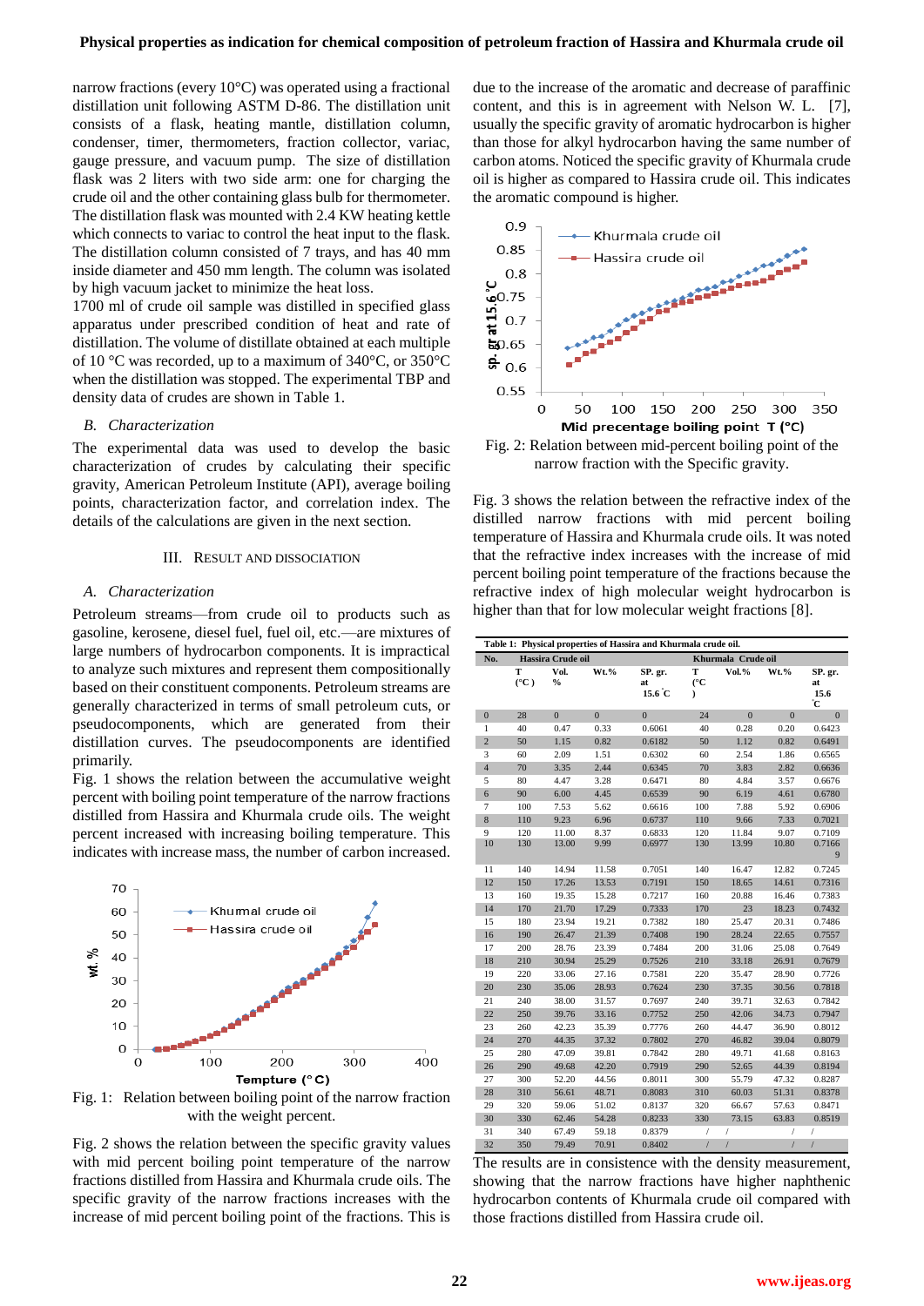narrow fractions (every 10°C) was operated using a fractional distillation unit following ASTM D-86. The distillation unit consists of a flask, heating mantle, distillation column, condenser, timer, thermometers, fraction collector, variac, gauge pressure, and vacuum pump. The size of distillation flask was 2 liters with two side arm: one for charging the crude oil and the other containing glass bulb for thermometer. The distillation flask was mounted with 2.4 KW heating kettle which connects to variac to control the heat input to the flask. The distillation column consisted of 7 trays, and has 40 mm inside diameter and 450 mm length. The column was isolated by high vacuum jacket to minimize the heat loss.

1700 ml of crude oil sample was distilled in specified glass apparatus under prescribed condition of heat and rate of distillation. The volume of distillate obtained at each multiple of 10 °C was recorded, up to a maximum of 340°C, or 350°C when the distillation was stopped. The experimental TBP and density data of crudes are shown in Table 1.

### *B. Characterization*

The experimental data was used to develop the basic characterization of crudes by calculating their specific gravity, American Petroleum Institute (API), average boiling points, characterization factor, and correlation index. The details of the calculations are given in the next section.

## III. Result and Dissociation

### *A. Characterization*

Petroleum streams—from crude oil to products such as gasoline, kerosene, diesel fuel, fuel oil, etc.—are mixtures of large numbers of hydrocarbon components. It is impractical to analyze such mixtures and represent them compositionally based on their constituent components. Petroleum streams are generally characterized in terms of small petroleum cuts, or pseudocomponents, which are generated from their distillation curves. The pseudocomponents are identified primarily.

Fig. 1 shows the relation between the accumulative weight percent with boiling point temperature of the narrow fractions distilled from Hassira and Khurmala crude oils. The weight percent increased with increasing boiling temperature. This indicates with increase mass, the number of carbon increased.

Fig. 1: Relation between boiling point of the narrow fraction with the weight percent.

Fig. 2 shows the relation between the specific gravity values with mid percent boiling point temperature of the narrow fractions distilled from Hassira and Khurmala crude oils. The specific gravity of the narrow fractions increases with the increase of mid percent boiling point of the fractions. This is due to the increase of the aromatic and decrease of paraffinic content, and this is in agreement with Nelson W. L. [7], usually the specific gravity of aromatic hydrocarbon is higher than those for alkyl hydrocarbon having the same number of carbon atoms. Noticed the specific gravity of Khurmala crude oil is higher as compared to Hassira crude oil. This indicates the aromatic compound is higher.

Fig. 2: Relation between mid-percent boiling point of the narrow fraction with the Specific gravity.

Fig. 3 shows the relation between the refractive index of the distilled narrow fractions with mid percent boiling temperature of Hassira and Khurmala crude oils. It was noted that the refractive index increases with the increase of mid percent boiling point temperature of the fractions because the refractive index of high molecular weight hydrocarbon is higher than that for low molecular weight fractions [8].

**Table 1: Physical properties of Hassira and Khurmala crude oil.**

| No. | Hassira Crude oil | | | | Khurmala Crude oil | | | |
|---|---|---|---|---|---|---|---|---|
| | T (°C) | Vol. % | Wt.% | SP. gr. at 15.6 °C | T (°C) | Vol.% | Wt.% | SP. gr. at 15.6 °C |
| 0 | 28 | 0 | 0 | 0 | 24 | 0 | 0 | 0 |
| 1 | 40 | 0.47 | 0.33 | 0.6061 | 40 | 0.28 | 0.20 | 0.6423 |
| 2 | 50 | 1.15 | 0.82 | 0.6182 | 50 | 1.12 | 0.82 | 0.6491 |
| 3 | 60 | 2.09 | 1.51 | 0.6302 | 60 | 2.54 | 1.86 | 0.6565 |
| 4 | 70 | 3.35 | 2.44 | 0.6345 | 70 | 3.83 | 2.82 | 0.6636 |
| 5 | 80 | 4.47 | 3.28 | 0.6471 | 80 | 4.84 | 3.57 | 0.6676 |
| 6 | 90 | 6.00 | 4.45 | 0.6539 | 90 | 6.19 | 4.61 | 0.6780 |
| 7 | 100 | 7.53 | 5.62 | 0.6616 | 100 | 7.88 | 5.92 | 0.6906 |
| 8 | 110 | 9.23 | 6.96 | 0.6737 | 110 | 9.66 | 7.33 | 0.7021 |
| 9 | 120 | 11.00 | 8.37 | 0.6833 | 120 | 11.84 | 9.07 | 0.7109 |
| 10 | 130 | 13.00 | 9.99 | 0.6977 | 130 | 13.99 | 10.80 | 0.71669 |
| 11 | 140 | 14.94 | 11.58 | 0.7051 | 140 | 16.47 | 12.82 | 0.7245 |
| 12 | 150 | 17.26 | 13.53 | 0.7191 | 150 | 18.65 | 14.61 | 0.7316 |
| 13 | 160 | 19.35 | 15.28 | 0.7217 | 160 | 20.88 | 16.46 | 0.7383 |
| 14 | 170 | 21.70 | 17.29 | 0.7333 | 170 | 23 | 18.23 | 0.7432 |
| 15 | 180 | 23.94 | 19.21 | 0.7382 | 180 | 25.47 | 20.31 | 0.7486 |
| 16 | 190 | 26.47 | 21.39 | 0.7408 | 190 | 28.24 | 22.65 | 0.7557 |
| 17 | 200 | 28.76 | 23.39 | 0.7484 | 200 | 31.06 | 25.08 | 0.7649 |
| 18 | 210 | 30.94 | 25.29 | 0.7526 | 210 | 33.18 | 26.91 | 0.7679 |
| 19 | 220 | 33.06 | 27.16 | 0.7581 | 220 | 35.47 | 28.90 | 0.7726 |
| 20 | 230 | 35.06 | 28.93 | 0.7624 | 230 | 37.35 | 30.56 | 0.7818 |
| 21 | 240 | 38.00 | 31.57 | 0.7697 | 240 | 39.71 | 32.63 | 0.7842 |
| 22 | 250 | 39.76 | 33.16 | 0.7752 | 250 | 42.06 | 34.73 | 0.7947 |
| 23 | 260 | 42.23 | 35.39 | 0.7776 | 260 | 44.47 | 36.90 | 0.8012 |
| 24 | 270 | 44.35 | 37.32 | 0.7802 | 270 | 46.82 | 39.04 | 0.8079 |
| 25 | 280 | 47.09 | 39.81 | 0.7842 | 280 | 49.71 | 41.68 | 0.8163 |
| 26 | 290 | 49.68 | 42.20 | 0.7919 | 290 | 52.65 | 44.39 | 0.8194 |
| 27 | 300 | 52.20 | 44.56 | 0.8011 | 300 | 55.79 | 47.32 | 0.8287 |
| 28 | 310 | 56.61 | 48.71 | 0.8083 | 310 | 60.03 | 51.31 | 0.8378 |
| 29 | 320 | 59.06 | 51.02 | 0.8137 | 320 | 66.67 | 57.63 | 0.8471 |
| 30 | 330 | 62.46 | 54.28 | 0.8233 | 330 | 73.15 | 63.83 | 0.8519 |
| 31 | 340 | 67.49 | 59.18 | 0.8379 | / | / | / | / |
| 32 | 350 | 79.49 | 70.91 | 0.8402 | / | / | / | / |

The results are in consistence with the density measurement, showing that the narrow fractions have higher naphthenic hydrocarbon contents of Khurmala crude oil compared with those fractions distilled from Hassira crude oil.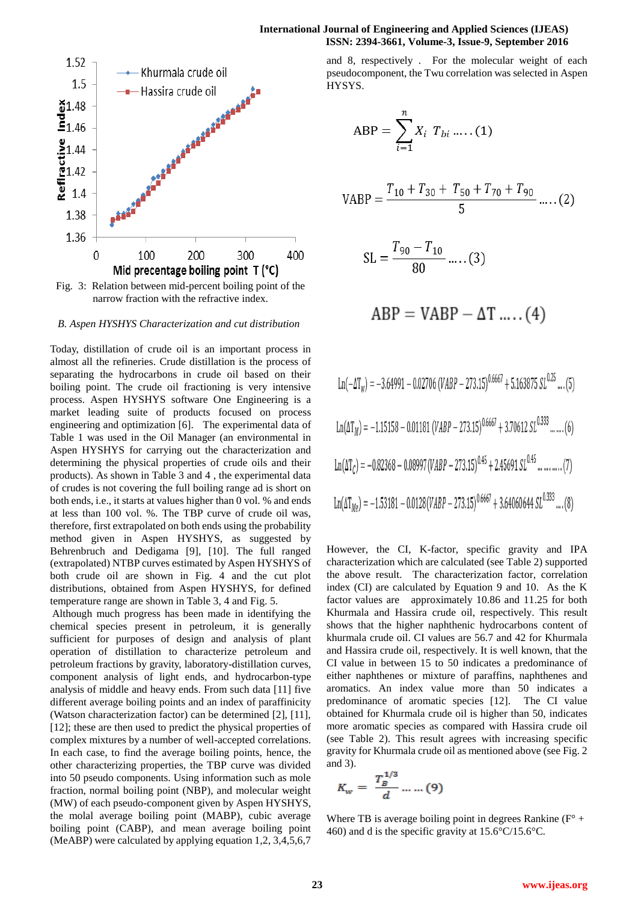Fig. 3: Relation between mid-percent boiling point of the narrow fraction with the refractive index.

### *B. Aspen HYSHYS Characterization and cut distribution*

Today, distillation of crude oil is an important process in almost all the refineries. Crude distillation is the process of separating the hydrocarbons in crude oil based on their boiling point. The crude oil fractioning is very intensive process. Aspen HYSHYS software One Engineering is a market leading suite of products focused on process engineering and optimization [6]. The experimental data of Table 1 was used in the Oil Manager (an environmental in Aspen HYSHYS for carrying out the characterization and determining the physical properties of crude oils and their products). As shown in Table 3 and 4 , the experimental data of crudes is not covering the full boiling range ad is short on both ends, i.e., it starts at values higher than 0 vol. % and ends at less than 100 vol. %. The TBP curve of crude oil was, therefore, first extrapolated on both ends using the probability method given in Aspen HYSHYS, as suggested by Behrenbruch and Dedigama [9], [10]. The full ranged (extrapolated) NTBP curves estimated by Aspen HYSHYS of both crude oil are shown in Fig. 4 and the cut plot distributions, obtained from Aspen HYSHYS, for defined temperature range are shown in Table 3, 4 and Fig. 5.

Although much progress has been made in identifying the chemical species present in petroleum, it is generally sufficient for purposes of design and analysis of plant operation of distillation to characterize petroleum and petroleum fractions by gravity, laboratory-distillation curves, component analysis of light ends, and hydrocarbon-type analysis of middle and heavy ends. From such data [11] five different average boiling points and an index of paraffinicity (Watson characterization factor) can be determined [2], [11], [12]; these are then used to predict the physical properties of complex mixtures by a number of well-accepted correlations. In each case, to find the average boiling points, hence, the other characterizing properties, the TBP curve was divided into 50 pseudo components. Using information such as mole fraction, normal boiling point (NBP), and molecular weight (MW) of each pseudo-component given by Aspen HYSHYS, the molal average boiling point (MABP), cubic average boiling point (CABP), and mean average boiling point (MeABP) were calculated by applying equation 1,2, 3,4,5,6,7 and 8, respectively . For the molecular weight of each pseudocomponent, the Twu correlation was selected in Aspen HYSYS.

$$\text{ABP} = \sum_{i=1}^{n} X_i \; T_{bi} \; \ldots.. (1)$$

$$\text{VABP} = \frac{T_{10} + T_{30} + T_{50} + T_{70} + T_{90}}{5} \; \ldots.. (2)$$

$$\text{SL} = \frac{T_{90} - T_{10}}{80} \; \ldots.. (3)$$

$$\text{ABP} = \text{VABP} - \Delta\text{T} \; \ldots.. (4)$$

$$\ln(-\Delta T_W) = -3.64991 - 0.02706\,(VABP - 273.15)^{0.6667} + 5.163875\,SL^{0.25} \; \ldots (5)$$

$$\ln(\Delta T_M) = -1.15158 - 0.01181\,(VABP - 273.15)^{0.6667} + 3.70612\,SL^{0.333} \; \ldots\ldots (6)$$

$$\ln(\Delta T_C) = -0.82368 - 0.08997\,(VABP - 273.15)^{0.45} + 2.45691\,SL^{0.45} \; \ldots\ldots\ldots (7)$$

$$\ln(\Delta T_{Me}) = -1.53181 - 0.0128\,(VABP - 273.15)^{0.6667} + 3.64060644\,SL^{0.333} \; \ldots (8)$$

However, the CI, K-factor, specific gravity and IPA characterization which are calculated (see Table 2) supported the above result. The characterization factor, correlation index (CI) are calculated by Equation 9 and 10. As the K factor values are approximately 10.86 and 11.25 for both Khurmala and Hassira crude oil, respectively. This result shows that the higher naphthenic hydrocarbons content of khurmala crude oil. CI values are 56.7 and 42 for Khurmala and Hassira crude oil, respectively. It is well known, that the CI value in between 15 to 50 indicates a predominance of either naphthenes or mixture of paraffins, naphthenes and aromatics. An index value more than 50 indicates a predominance of aromatic species [12]. The CI value obtained for Khurmala crude oil is higher than 50, indicates more aromatic species as compared with Hassira crude oil (see Table 2). This result agrees with increasing specific gravity for Khurmala crude oil as mentioned above (see Fig. 2 and 3).

$$K_w = \frac{T_B^{1/3}}{d} \; \ldots\ldots (9)$$

Where TB is average boiling point in degrees Rankine (F° + 460) and d is the specific gravity at 15.6°C/15.6°C.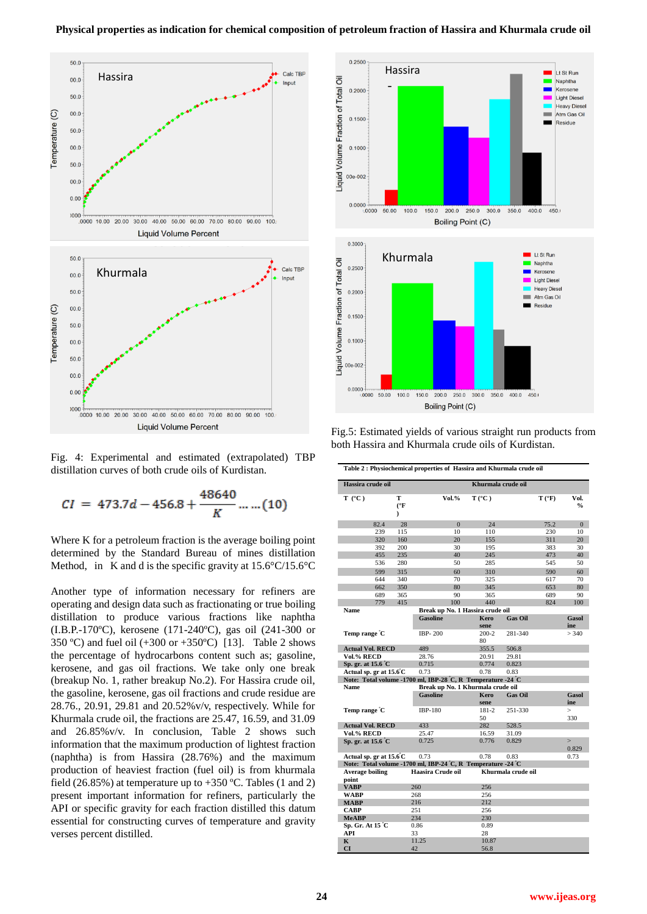## Physical properties as indication for chemical composition of petroleum fraction of Hassira and Khurmala crude oil

Fig. 4: Experimental and estimated (extrapolated) TBP distillation curves of both crude oils of Kurdistan.

$$CI = 473.7d - 456.8 + \frac{48640}{K} \dots\dots(10)$$

Where K for a petroleum fraction is the average boiling point determined by the Standard Bureau of mines distillation Method, in K and d is the specific gravity at 15.6°C/15.6°C

Another type of information necessary for refiners are operating and design data such as fractionating or true boiling distillation to produce various fractions like naphtha (I.B.P.-170ºC), kerosene (171-240ºC), gas oil (241-300 or 350 ºC) and fuel oil (+300 or +350ºC) [13]. Table 2 shows the percentage of hydrocarbons content such as; gasoline, kerosene, and gas oil fractions. We take only one break (breakup No. 1, rather breakup No.2). For Hassira crude oil, the gasoline, kerosene, gas oil fractions and crude residue are 28.76., 20.91, 29.81 and 20.52%v/v, respectively. While for Khurmala crude oil, the fractions are 25.47, 16.59, 31.09 and 26.85%v/v. In conclusion, Table 2 shows such information that the maximum production of lightest fraction (naphtha) is from Hassira (28.76%) and the maximum production of heaviest fraction (fuel oil) is from Khurmala field (26.85%) at temperature up to +350 ºC. Tables (1 and 2) present important information for refiners, particularly the API or specific gravity for each fraction distilled this datum essential for constructing curves of temperature and gravity verses percent distilled.

Fig.5: Estimated yields of various straight run products from both Hassira and Khurmala crude oils of Kurdistan.

**Table 2 : Physiochemical properties of Hassira and Khurmala crude oil**

| Hassira crude oil | | | Khurmala crude oil | | |
|---|---|---|---|---|---|
| T (°C) | T (°F) | Vol.% | T (°C) | T (°F) | Vol. % |
| 82.4 | 28 | 0 | 24 | 75.2 | 0 |
| 239 | 115 | 10 | 110 | 230 | 10 |
| 320 | 160 | 20 | 155 | 311 | 20 |
| 392 | 200 | 30 | 195 | 383 | 30 |
| 455 | 235 | 40 | 245 | 473 | 40 |
| 536 | 280 | 50 | 285 | 545 | 50 |
| 599 | 315 | 60 | 310 | 590 | 60 |
| 644 | 340 | 70 | 325 | 617 | 70 |
| 662 | 350 | 80 | 345 | 653 | 80 |
| 689 | 365 | 90 | 365 | 689 | 90 |
| 779 | 415 | 100 | 440 | 824 | 100 |

| Name | Break up No. 1 Hassira crude oil | | | |
|---|---|---|---|---|
| | Gasoline | Kerosene | Gas Oil | Gasoline |
| Temp range °C | IBP- 200 | 200-280 | 281-340 | > 340 |
| Actual Vol. RECD | 489 | 355.5 | 506.8 | |
| Vol.% RECD | 28.76 | 20.91 | 29.81 | |
| Sp. gr. at 15.6 °C | 0.715 | 0.774 | 0.823 | |
| Actual sp. gr at 15.6°C | 0.73 | 0.78 | 0.83 | |
| Note: Total volume -1700 ml, IBP-28 °C, R Temperature -24 °C | | | | |

| Name | Break up No. 1 Khurmala crude oil | | | |
|---|---|---|---|---|
| | Gasoline | Kerosene | Gas Oil | Gasoline |
| Temp range °C | IBP-180 | 181-250 | 251-330 | > 330 |
| Actual Vol. RECD | 433 | 282 | 528.5 | |
| Vol.% RECD | 25.47 | 16.59 | 31.09 | |
| Sp. gr. at 15.6 °C | 0.725 | 0.776 | 0.829 | > 0.829 |
| Actual sp. gr at 15.6°C | 0.73 | 0.78 | 0.83 | 0.73 |
| Note: Total volume -1700 ml, IBP-24 °C, R Temperature -24 °C | | | | |

| Average boiling point | Haasira Crude oil | Khurmala crude oil |
|---|---|---|
| VABP | 260 | 256 |
| WABP | 268 | 256 |
| MABP | 216 | 212 |
| CABP | 251 | 256 |
| MeABP | 234 | 230 |
| Sp. Gr. At 15 °C | 0.86 | 0.89 |
| API | 33 | 28 |
| K | 11.25 | 10.87 |
| CI | 42 | 56.8 |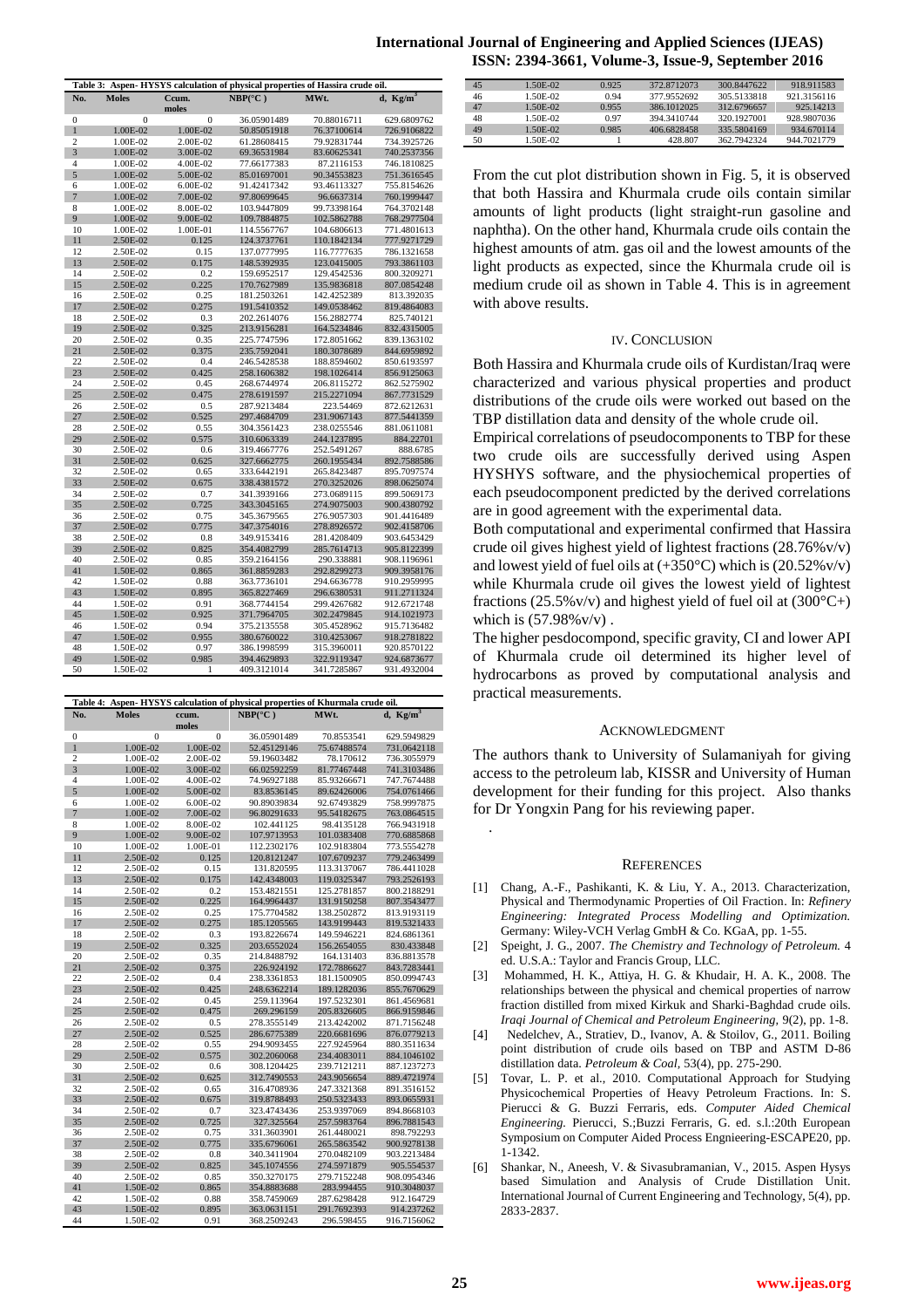**Table 3: Aspen- HYSYS calculation of physical properties of Hassira crude oil.**

| No. | Moles | Ccum. moles | NBP(°C) | MWt. | d, $Kg/m^3$ |
|---|---|---|---|---|---|
| 0 | 0 | 0 | 36.05901489 | 70.88016711 | 629.6809762 |
| 1 | 1.00E-02 | 1.00E-02 | 50.85051918 | 76.37100614 | 726.9106822 |
| 2 | 1.00E-02 | 2.00E-02 | 61.28608415 | 79.92831744 | 734.3925726 |
| 3 | 1.00E-02 | 3.00E-02 | 69.36531984 | 83.60625341 | 740.2537356 |
| 4 | 1.00E-02 | 4.00E-02 | 77.66177383 | 87.2116153 | 746.1810825 |
| 5 | 1.00E-02 | 5.00E-02 | 85.01697001 | 90.34553823 | 751.3616545 |
| 6 | 1.00E-02 | 6.00E-02 | 91.42417342 | 93.46113327 | 755.8154626 |
| 7 | 1.00E-02 | 7.00E-02 | 97.80699645 | 96.6637314 | 760.1999447 |
| 8 | 1.00E-02 | 8.00E-02 | 103.9447809 | 99.73398164 | 764.3702148 |
| 9 | 1.00E-02 | 9.00E-02 | 109.7884875 | 102.5862788 | 768.2977504 |
| 10 | 1.00E-02 | 1.00E-01 | 114.5567767 | 104.6806613 | 771.4801613 |
| 11 | 2.50E-02 | 0.125 | 124.3737761 | 110.1842134 | 777.9271729 |
| 12 | 2.50E-02 | 0.15 | 137.0777995 | 116.7777635 | 786.1321658 |
| 13 | 2.50E-02 | 0.175 | 148.5392935 | 123.0415005 | 793.3861103 |
| 14 | 2.50E-02 | 0.2 | 159.6952517 | 129.4542536 | 800.3209271 |
| 15 | 2.50E-02 | 0.225 | 170.7627989 | 135.9836818 | 807.0854248 |
| 16 | 2.50E-02 | 0.25 | 181.2503261 | 142.4252389 | 813.392035 |
| 17 | 2.50E-02 | 0.275 | 191.5410352 | 149.0538462 | 819.4864083 |
| 18 | 2.50E-02 | 0.3 | 202.2614076 | 156.2882774 | 825.740121 |
| 19 | 2.50E-02 | 0.325 | 213.9156281 | 164.5234846 | 832.4315005 |
| 20 | 2.50E-02 | 0.35 | 225.7747596 | 172.8051662 | 839.1363102 |
| 21 | 2.50E-02 | 0.375 | 235.7592041 | 180.3078689 | 844.6959892 |
| 22 | 2.50E-02 | 0.4 | 246.5428538 | 188.8594602 | 850.6193597 |
| 23 | 2.50E-02 | 0.425 | 258.1606382 | 198.1026414 | 856.9125063 |
| 24 | 2.50E-02 | 0.45 | 268.6744974 | 206.8115272 | 862.5275902 |
| 25 | 2.50E-02 | 0.475 | 278.6191597 | 215.2271094 | 867.7731529 |
| 26 | 2.50E-02 | 0.5 | 287.9213484 | 223.54469 | 872.6212631 |
| 27 | 2.50E-02 | 0.525 | 297.4684709 | 231.9067143 | 877.5441359 |
| 28 | 2.50E-02 | 0.55 | 304.3561423 | 238.0255546 | 881.0611081 |
| 29 | 2.50E-02 | 0.575 | 310.6063339 | 244.1237895 | 884.22701 |
| 30 | 2.50E-02 | 0.6 | 319.4667776 | 252.5491267 | 888.6785 |
| 31 | 2.50E-02 | 0.625 | 327.6662775 | 260.1955434 | 892.7588586 |
| 32 | 2.50E-02 | 0.65 | 333.6442191 | 265.8423487 | 895.7097574 |
| 33 | 2.50E-02 | 0.675 | 338.4381572 | 270.3252026 | 898.0625074 |
| 34 | 2.50E-02 | 0.7 | 341.3939166 | 273.0689115 | 899.5069173 |
| 35 | 2.50E-02 | 0.725 | 343.3045165 | 274.9075003 | 900.4380792 |
| 36 | 2.50E-02 | 0.75 | 345.3679565 | 276.9057303 | 901.4416489 |
| 37 | 2.50E-02 | 0.775 | 347.3754016 | 278.8926572 | 902.4158706 |
| 38 | 2.50E-02 | 0.8 | 349.9153416 | 281.4208809 | 903.6453429 |
| 39 | 2.50E-02 | 0.825 | 354.4082799 | 285.7614713 | 905.8122399 |
| 40 | 2.50E-02 | 0.85 | 359.2164156 | 290.338881 | 908.1196961 |
| 41 | 1.50E-02 | 0.865 | 361.8859283 | 292.8299273 | 909.3958176 |
| 42 | 1.50E-02 | 0.88 | 363.7736101 | 294.6636778 | 910.2959995 |
| 43 | 1.50E-02 | 0.895 | 365.8227469 | 296.6380531 | 911.2711324 |
| 44 | 1.50E-02 | 0.91 | 368.7744154 | 299.4267682 | 912.6721748 |
| 45 | 1.50E-02 | 0.925 | 371.7964705 | 302.2479845 | 914.1021973 |
| 46 | 1.50E-02 | 0.94 | 375.2135558 | 305.4528962 | 915.7136482 |
| 47 | 1.50E-02 | 0.955 | 380.6760022 | 310.4253067 | 918.2781822 |
| 48 | 1.50E-02 | 0.97 | 386.1998599 | 315.3960011 | 920.8570122 |
| 49 | 1.50E-02 | 0.985 | 394.4629893 | 322.9119347 | 924.6873677 |
| 50 | 1.50E-02 | 1 | 409.3121014 | 341.7285867 | 931.4932004 |

**Table 4: Aspen- HYSYS calculation of physical properties of Khurmala crude oil.**

| No. | Moles | ccum. moles | NBP(°C ) | MWt. | d, $Kg/m^3$ |
|---|---|---|---|---|---|
| 0 | 0 | 0 | 36.05901489 | 70.8553541 | 629.5949829 |
| 1 | 1.00E-02 | 1.00E-02 | 52.45129146 | 75.67488574 | 731.0642118 |
| 2 | 1.00E-02 | 2.00E-02 | 59.19603482 | 78.170612 | 736.3055979 |
| 3 | 1.00E-02 | 3.00E-02 | 66.02592259 | 81.77467448 | 741.3103486 |
| 4 | 1.00E-02 | 4.00E-02 | 74.96927188 | 85.93266671 | 747.7674488 |
| 5 | 1.00E-02 | 5.00E-02 | 83.8536145 | 89.62426006 | 754.0761466 |
| 6 | 1.00E-02 | 6.00E-02 | 90.89039834 | 92.67493829 | 758.9997875 |
| 7 | 1.00E-02 | 7.00E-02 | 96.80291633 | 95.54182675 | 763.0864515 |
| 8 | 1.00E-02 | 8.00E-02 | 102.441125 | 98.4135128 | 766.9431918 |
| 9 | 1.00E-02 | 9.00E-02 | 107.9713953 | 101.0383408 | 770.6885868 |
| 10 | 1.00E-02 | 1.00E-01 | 112.2302176 | 102.9183804 | 773.5554278 |
| 11 | 2.50E-02 | 0.125 | 120.8121247 | 107.6709237 | 779.2463499 |
| 12 | 2.50E-02 | 0.15 | 131.820595 | 113.3137067 | 786.4411028 |
| 13 | 2.50E-02 | 0.175 | 142.4348003 | 119.0325347 | 793.2526193 |
| 14 | 2.50E-02 | 0.2 | 153.4821551 | 125.2781857 | 800.2188291 |
| 15 | 2.50E-02 | 0.225 | 164.9964437 | 131.9150258 | 807.3543477 |
| 16 | 2.50E-02 | 0.25 | 175.7704582 | 138.2502872 | 813.9193119 |
| 17 | 2.50E-02 | 0.275 | 185.1205565 | 143.9199443 | 819.5321433 |
| 18 | 2.50E-02 | 0.3 | 193.8226674 | 149.5946221 | 824.6861361 |
| 19 | 2.50E-02 | 0.325 | 203.6552024 | 156.2654055 | 830.433848 |
| 20 | 2.50E-02 | 0.35 | 214.8488792 | 164.131403 | 836.8813578 |
| 21 | 2.50E-02 | 0.375 | 226.924192 | 172.7886627 | 843.7283441 |
| 22 | 2.50E-02 | 0.4 | 238.3361853 | 181.1500905 | 850.0994743 |
| 23 | 2.50E-02 | 0.425 | 248.6362214 | 189.1282036 | 855.7670629 |
| 24 | 2.50E-02 | 0.45 | 259.113964 | 197.5232301 | 861.4569681 |
| 25 | 2.50E-02 | 0.475 | 269.296159 | 205.8326605 | 866.9159846 |
| 26 | 2.50E-02 | 0.5 | 278.3555149 | 213.4242002 | 871.7156248 |
| 27 | 2.50E-02 | 0.525 | 286.6775389 | 220.6681696 | 876.0779213 |
| 28 | 2.50E-02 | 0.55 | 294.9093455 | 227.9245964 | 880.3511634 |
| 29 | 2.50E-02 | 0.575 | 302.2060068 | 234.4083011 | 884.1046102 |
| 30 | 2.50E-02 | 0.6 | 308.1204425 | 239.7121211 | 887.1237273 |
| 31 | 2.50E-02 | 0.625 | 312.7490553 | 243.9056654 | 889.4721974 |
| 32 | 2.50E-02 | 0.65 | 316.4708936 | 247.3321368 | 891.3516152 |
| 33 | 2.50E-02 | 0.675 | 319.8788493 | 250.5323433 | 893.0655931 |
| 34 | 2.50E-02 | 0.7 | 323.4743436 | 253.9397069 | 894.8668103 |
| 35 | 2.50E-02 | 0.725 | 327.325564 | 257.5983764 | 896.7881543 |
| 36 | 2.50E-02 | 0.75 | 331.3603901 | 261.4480021 | 898.792293 |
| 37 | 2.50E-02 | 0.775 | 335.6796061 | 265.5863542 | 900.9278138 |
| 38 | 2.50E-02 | 0.8 | 340.3411904 | 270.0482109 | 903.2213484 |
| 39 | 2.50E-02 | 0.825 | 345.1074556 | 274.5971879 | 905.554537 |
| 40 | 2.50E-02 | 0.85 | 350.3270175 | 279.7152248 | 908.0954346 |
| 41 | 1.50E-02 | 0.865 | 354.8883688 | 283.994455 | 910.3048037 |
| 42 | 1.50E-02 | 0.88 | 358.7459069 | 287.6298428 | 912.164729 |
| 43 | 1.50E-02 | 0.895 | 363.0631151 | 291.7692393 | 914.237262 |
| 44 | 1.50E-02 | 0.91 | 368.2509243 | 296.598455 | 916.7156062 |
| 45 | 1.50E-02 | 0.925 | 372.8712073 | 300.8447622 | 918.911583 |
| 46 | 1.50E-02 | 0.94 | 377.9552692 | 305.5133818 | 921.3156116 |
| 47 | 1.50E-02 | 0.955 | 386.1012025 | 312.6796657 | 925.14213 |
| 48 | 1.50E-02 | 0.97 | 394.3410744 | 320.1927001 | 928.9807036 |
| 49 | 1.50E-02 | 0.985 | 406.6828458 | 335.5804169 | 934.670114 |
| 50 | 1.50E-02 | 1 | 428.807 | 362.7942324 | 944.7021779 |

From the cut plot distribution shown in Fig. 5, it is observed that both Hassira and Khurmala crude oils contain similar amounts of light products (light straight-run gasoline and naphtha). On the other hand, Khurmala crude oils contain the highest amounts of atm. gas oil and the lowest amounts of the light products as expected, since the Khurmala crude oil is medium crude oil as shown in Table 4. This is in agreement with above results.

## IV. CONCLUSION

Both Hassira and Khurmala crude oils of Kurdistan/Iraq were characterized and various physical properties and product distributions of the crude oils were worked out based on the TBP distillation data and density of the whole crude oil.

Empirical correlations of pseudocomponents to TBP for these two crude oils are successfully derived using Aspen HYSHYS software, and the physiochemical properties of each pseudocomponent predicted by the derived correlations are in good agreement with the experimental data.

Both computational and experimental confirmed that Hassira crude oil gives highest yield of lightest fractions (28.76%v/v) and lowest yield of fuel oils at (+350°C) which is (20.52%v/v) while Khurmala crude oil gives the lowest yield of lightest fractions (25.5%v/v) and highest yield of fuel oil at (300°C+) which is (57.98%v/v) .

The higher pesdocompond, specific gravity, CI and lower API of Khurmala crude oil determined its higher level of hydrocarbons as proved by computational analysis and practical measurements.

## ACKNOWLEDGMENT

The authors thank to University of Sulamaniyah for giving access to the petroleum lab, KISSR and University of Human development for their funding for this project. Also thanks for Dr Yongxin Pang for his reviewing paper.

.

## REFERENCES

[1] Chang, A.-F., Pashikanti, K. & Liu, Y. A., 2013. Characterization, Physical and Thermodynamic Properties of Oil Fraction. In: *Refinery Engineering: Integrated Process Modelling and Optimization.* Germany: Wiley-VCH Verlag GmbH & Co. KGaA, pp. 1-55.

[2] Speight, J. G., 2007. *The Chemistry and Technology of Petroleum.* 4 ed. U.S.A.: Taylor and Francis Group, LLC.

[3] Mohammed, H. K., Attiya, H. G. & Khudair, H. A. K., 2008. The relationships between the physical and chemical properties of narrow fraction distilled from mixed Kirkuk and Sharki-Baghdad crude oils. *Iraqi Journal of Chemical and Petroleum Engineering,* 9(2), pp. 1-8.

[4] Nedelchev, A., Stratiev, D., Ivanov, A. & Stoilov, G., 2011. Boiling point distribution of crude oils based on TBP and ASTM D-86 distillation data. *Petroleum & Coal,* 53(4), pp. 275-290.

[5] Tovar, L. P. et al., 2010. Computational Approach for Studying Physicochemical Properties of Heavy Petroleum Fractions. In: S. Pierucci & G. Buzzi Ferraris, eds. *Computer Aided Chemical Engineering.* Pierucci, S.;Buzzi Ferraris, G. ed. s.l.:20th European Symposium on Computer Aided Process Engnieering-ESCAPE20, pp. 1-1342.

[6] Shankar, N., Aneesh, V. & Sivasubramanian, V., 2015. Aspen Hysys based Simulation and Analysis of Crude Distillation Unit. International Journal of Current Engineering and Technology, 5(4), pp. 2833-2837.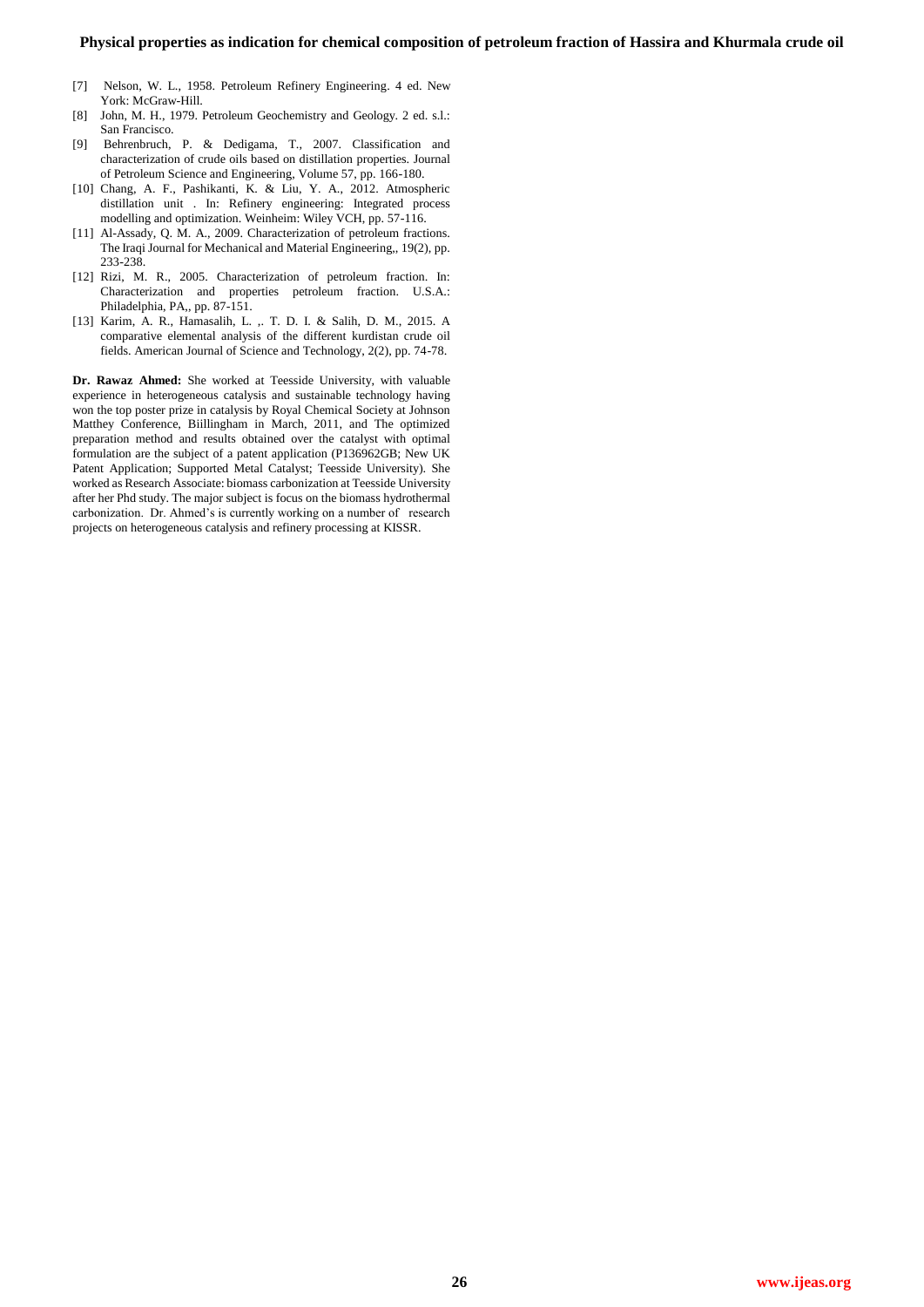[7] Nelson, W. L., 1958. Petroleum Refinery Engineering. 4 ed. New York: McGraw-Hill.

[8] John, M. H., 1979. Petroleum Geochemistry and Geology. 2 ed. s.l.: San Francisco.

[9] Behrenbruch, P. & Dedigama, T., 2007. Classification and characterization of crude oils based on distillation properties. Journal of Petroleum Science and Engineering, Volume 57, pp. 166-180.

[10] Chang, A. F., Pashikanti, K. & Liu, Y. A., 2012. Atmospheric distillation unit . In: Refinery engineering: Integrated process modelling and optimization. Weinheim: Wiley VCH, pp. 57-116.

[11] Al-Assady, Q. M. A., 2009. Characterization of petroleum fractions. The Iraqi Journal for Mechanical and Material Engineering,, 19(2), pp. 233-238.

[12] Rizi, M. R., 2005. Characterization of petroleum fraction. In: Characterization and properties petroleum fraction. U.S.A.: Philadelphia, PA,, pp. 87-151.

[13] Karim, A. R., Hamasalih, L. ,. T. D. I. & Salih, D. M., 2015. A comparative elemental analysis of the different kurdistan crude oil fields. American Journal of Science and Technology, 2(2), pp. 74-78.

**Dr. Rawaz Ahmed:** She worked at Teesside University, with valuable experience in heterogeneous catalysis and sustainable technology having won the top poster prize in catalysis by Royal Chemical Society at Johnson Matthey Conference, Biillingham in March, 2011, and The optimized preparation method and results obtained over the catalyst with optimal formulation are the subject of a patent application (P136962GB; New UK Patent Application; Supported Metal Catalyst; Teesside University). She worked as Research Associate: biomass carbonization at Teesside University after her Phd study. The major subject is focus on the biomass hydrothermal carbonization. Dr. Ahmed's is currently working on a number of research projects on heterogeneous catalysis and refinery processing at KISSR.